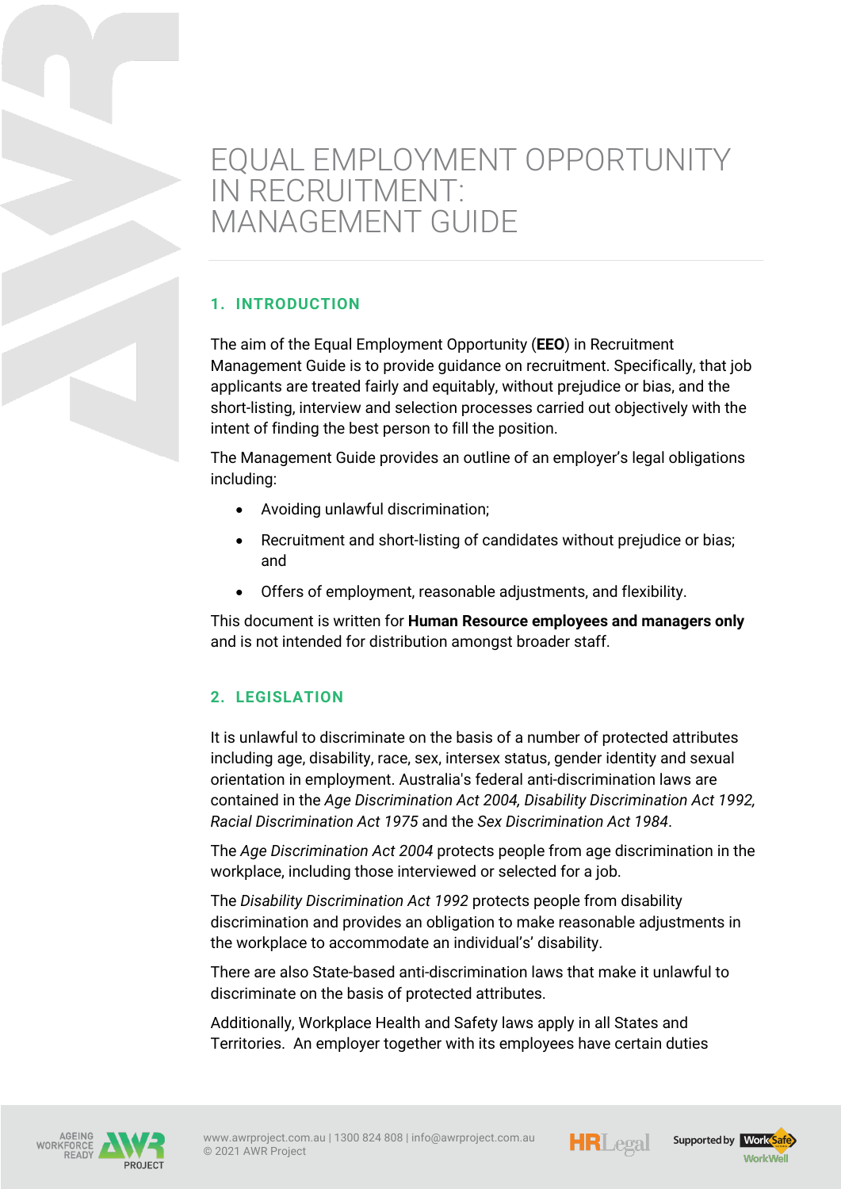# EQUAL EMPLOYMENT OPPORTUNITY IN RECRUITMENT: MANAGEMENT GUIDE

## 1. INTRODUCTION

The aim of the Equal Employment Opportunity (**EEO**) in Recruitment Management Guide is to provide guidance on recruitment. Specifically, that job applicants are treated fairly and equitably, without prejudice or bias, and the short-listing, interview and selection processes carried out objectively with the intent of finding the best person to fill the position.

The Management Guide provides an outline of an employer's legal obligations including:

- Avoiding unlawful discrimination;
- Recruitment and short-listing of candidates without prejudice or bias; and
- Offers of employment, reasonable adjustments, and flexibility.

This document is written for **Human Resource employees and managers only** and is not intended for distribution amongst broader staff.

## 2. LEGISLATION

It is unlawful to discriminate on the basis of a number of protected attributes including age, disability, race, sex, intersex status, gender identity and sexual orientation in employment. Australia's federal anti-discrimination laws are contained in the *Age Discrimination Act 2004, Disability Discrimination Act 1992, Racial Discrimination Act 1975* and the *Sex Discrimination Act 1984*.

The *Age Discrimination Act 2004* protects people from age discrimination in the workplace, including those interviewed or selected for a job.

The *Disability Discrimination Act 1992* protects people from disability discrimination and provides an obligation to make reasonable adjustments in the workplace to accommodate an individual's' disability.

There are also State-based anti-discrimination laws that make it unlawful to discriminate on the basis of protected attributes.

Additionally, Workplace Health and Safety laws apply in all States and Territories. An employer together with its employees have certain duties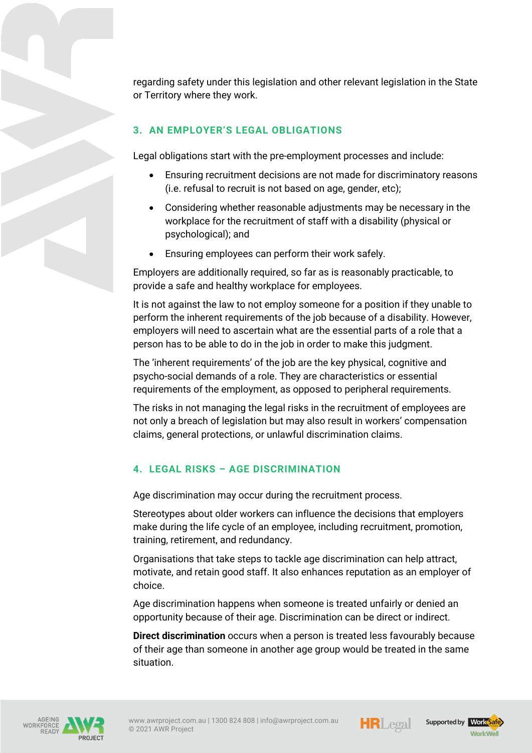regarding safety under this legislation and other relevant legislation in the State or Territory where they work.

## 3. AN EMPLOYER'S LEGAL OBLIGATIONS

Legal obligations start with the pre-employment processes and include:

- Ensuring recruitment decisions are not made for discriminatory reasons (i.e. refusal to recruit is not based on age, gender, etc);
- Considering whether reasonable adjustments may be necessary in the workplace for the recruitment of staff with a disability (physical or psychological); and
- Ensuring employees can perform their work safely.

Employers are additionally required, so far as is reasonably practicable, to provide a safe and healthy workplace for employees.

It is not against the law to not employ someone for a position if they unable to perform the inherent requirements of the job because of a disability. However, employers will need to ascertain what are the essential parts of a role that a person has to be able to do in the job in order to make this judgment.

The 'inherent requirements' of the job are the key physical, cognitive and psycho-social demands of a role. They are characteristics or essential requirements of the employment, as opposed to peripheral requirements.

The risks in not managing the legal risks in the recruitment of employees are not only a breach of legislation but may also result in workers' compensation claims, general protections, or unlawful discrimination claims.

## 4. LEGAL RISKS – AGE DISCRIMINATION

Age discrimination may occur during the recruitment process.

Stereotypes about older workers can influence the decisions that employers make during the life cycle of an employee, including recruitment, promotion, training, retirement, and redundancy.

Organisations that take steps to tackle age discrimination can help attract, motivate, and retain good staff. It also enhances reputation as an employer of choice.

Age discrimination happens when someone is treated unfairly or denied an opportunity because of their age. Discrimination can be direct or indirect.

**Direct discrimination** occurs when a person is treated less favourably because of their age than someone in another age group would be treated in the same situation.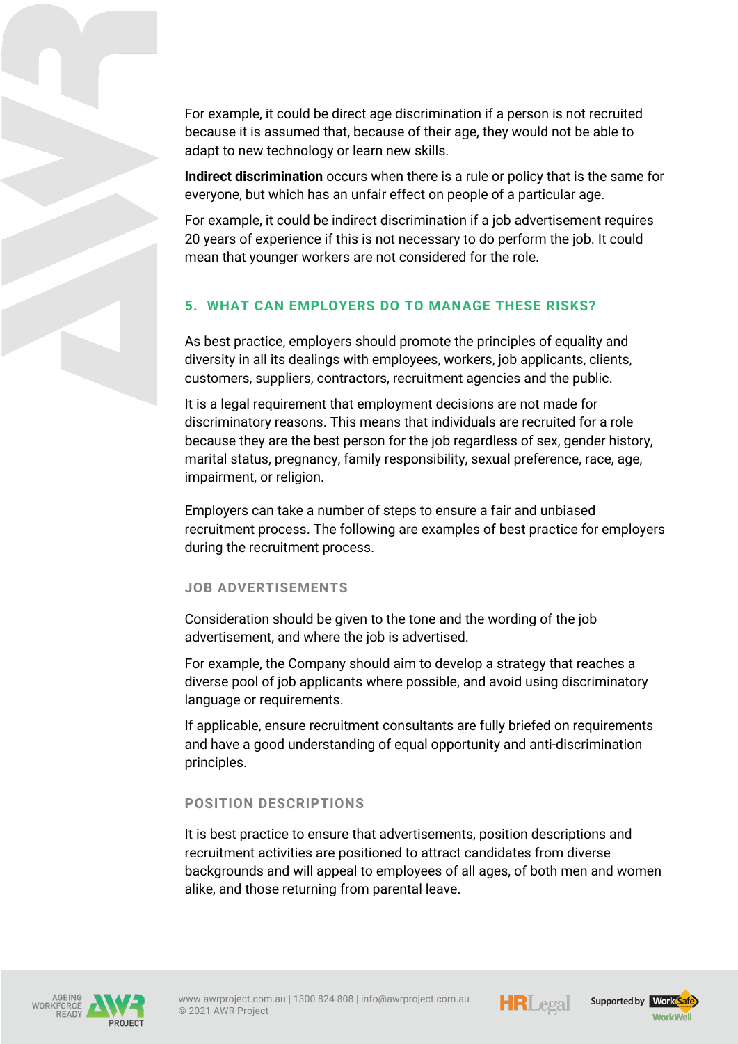For example, it could be direct age discrimination if a person is not recruited because it is assumed that, because of their age, they would not be able to adapt to new technology or learn new skills.

**Indirect discrimination** occurs when there is a rule or policy that is the same for everyone, but which has an unfair effect on people of a particular age.

For example, it could be indirect discrimination if a job advertisement requires 20 years of experience if this is not necessary to do perform the job. It could mean that younger workers are not considered for the role.

## 5. WHAT CAN EMPLOYERS DO TO MANAGE THESE RISKS?

As best practice, employers should promote the principles of equality and diversity in all its dealings with employees, workers, job applicants, clients, customers, suppliers, contractors, recruitment agencies and the public.

It is a legal requirement that employment decisions are not made for discriminatory reasons. This means that individuals are recruited for a role because they are the best person for the job regardless of sex, gender history, marital status, pregnancy, family responsibility, sexual preference, race, age, impairment, or religion.

Employers can take a number of steps to ensure a fair and unbiased recruitment process. The following are examples of best practice for employers during the recruitment process.

### JOB ADVERTISEMENTS

Consideration should be given to the tone and the wording of the job advertisement, and where the job is advertised.

For example, the Company should aim to develop a strategy that reaches a diverse pool of job applicants where possible, and avoid using discriminatory language or requirements.

If applicable, ensure recruitment consultants are fully briefed on requirements and have a good understanding of equal opportunity and anti-discrimination principles.

### POSITION DESCRIPTIONS

It is best practice to ensure that advertisements, position descriptions and recruitment activities are positioned to attract candidates from diverse backgrounds and will appeal to employees of all ages, of both men and women alike, and those returning from parental leave.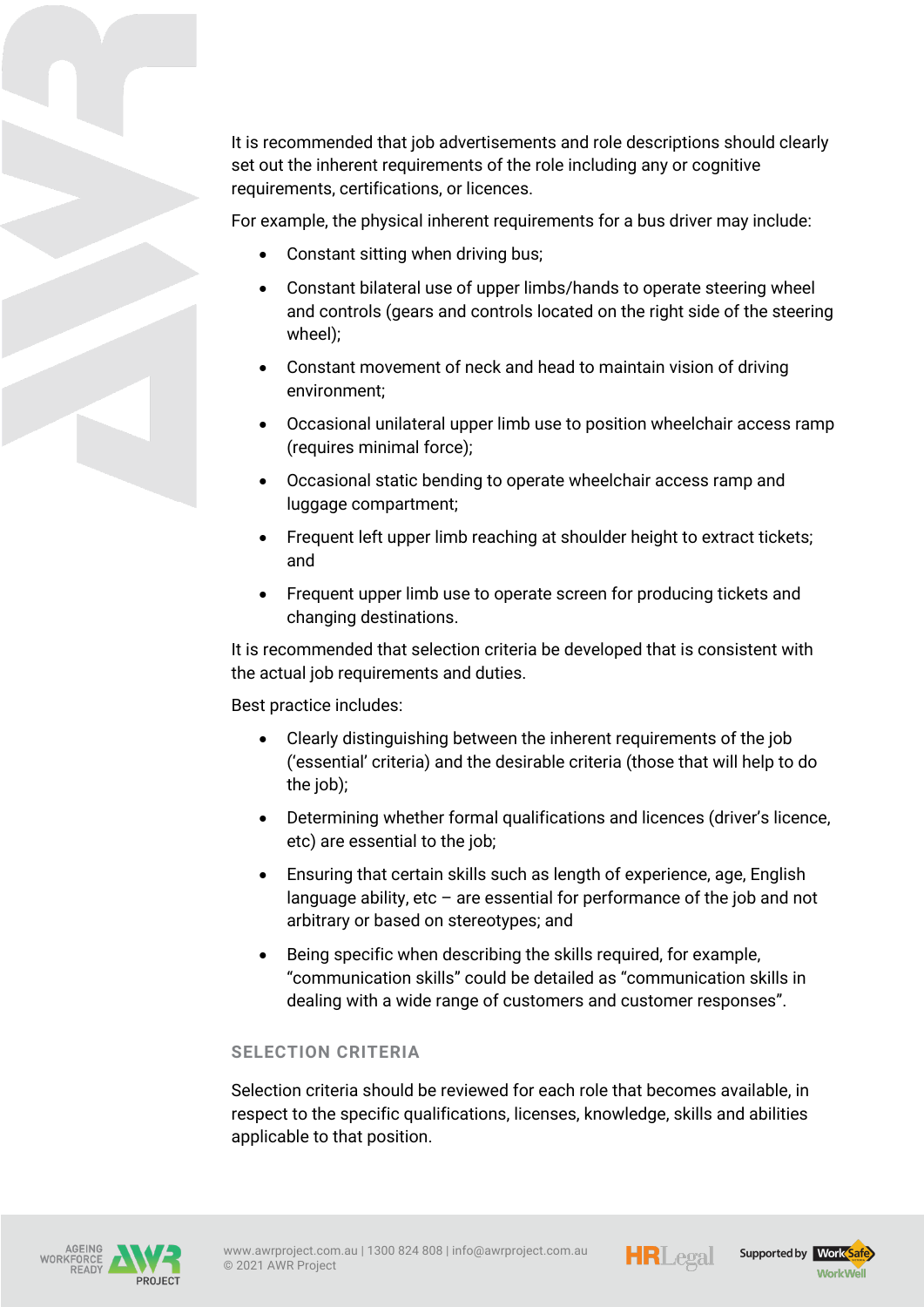It is recommended that job advertisements and role descriptions should clearly set out the inherent requirements of the role including any or cognitive requirements, certifications, or licences.

For example, the physical inherent requirements for a bus driver may include:

- Constant sitting when driving bus;
- Constant bilateral use of upper limbs/hands to operate steering wheel and controls (gears and controls located on the right side of the steering wheel);
- Constant movement of neck and head to maintain vision of driving environment;
- Occasional unilateral upper limb use to position wheelchair access ramp (requires minimal force);
- Occasional static bending to operate wheelchair access ramp and luggage compartment;
- Frequent left upper limb reaching at shoulder height to extract tickets; and
- Frequent upper limb use to operate screen for producing tickets and changing destinations.

It is recommended that selection criteria be developed that is consistent with the actual job requirements and duties.

Best practice includes:

- Clearly distinguishing between the inherent requirements of the job ('essential' criteria) and the desirable criteria (those that will help to do the job);
- Determining whether formal qualifications and licences (driver's licence, etc) are essential to the job;
- Ensuring that certain skills such as length of experience, age, English language ability, etc – are essential for performance of the job and not arbitrary or based on stereotypes; and
- Being specific when describing the skills required, for example, "communication skills" could be detailed as "communication skills in dealing with a wide range of customers and customer responses".

## SELECTION CRITERIA

Selection criteria should be reviewed for each role that becomes available, in respect to the specific qualifications, licenses, knowledge, skills and abilities applicable to that position.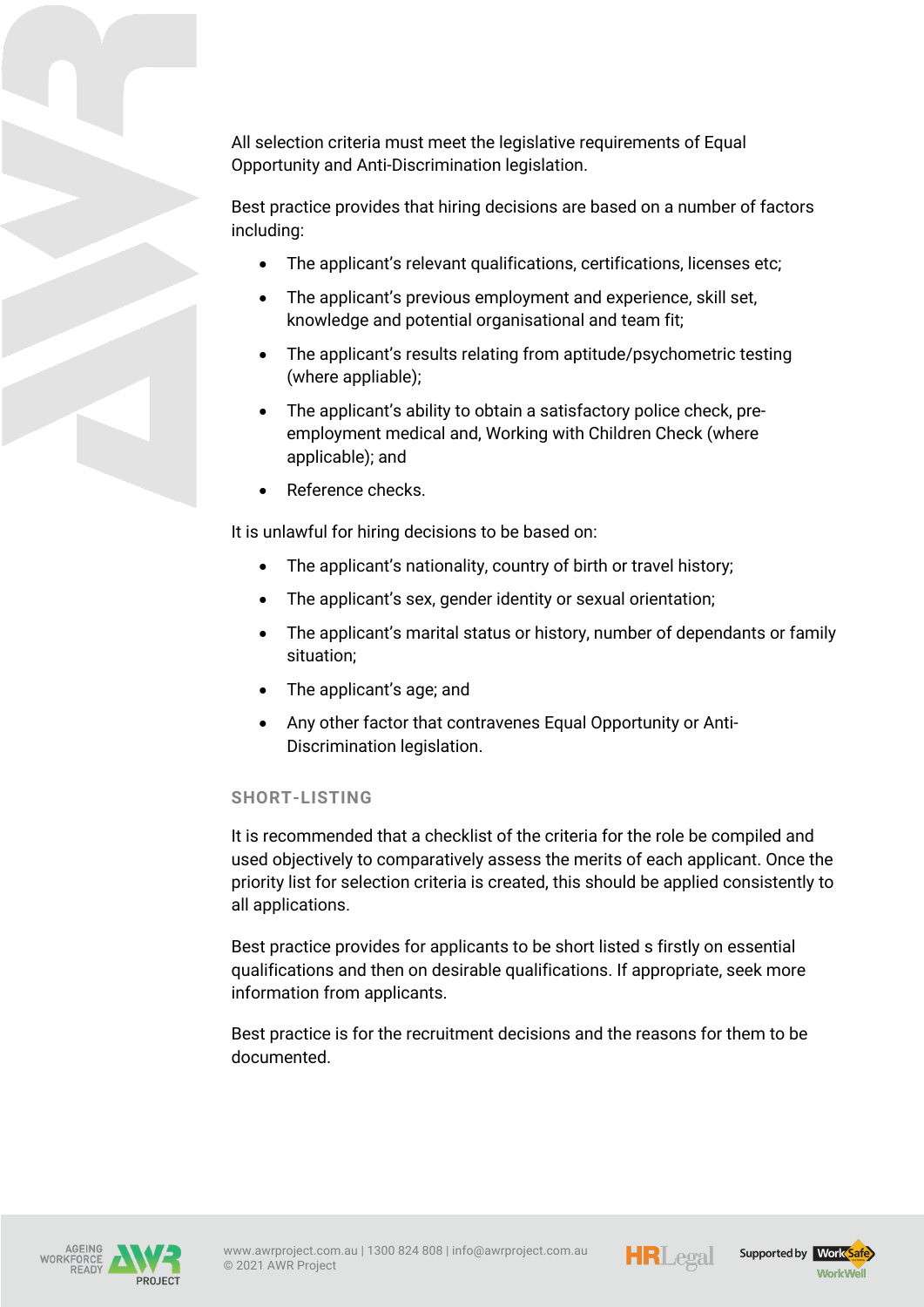All selection criteria must meet the legislative requirements of Equal Opportunity and Anti-Discrimination legislation.

Best practice provides that hiring decisions are based on a number of factors including:

- The applicant's relevant qualifications, certifications, licenses etc;
- The applicant's previous employment and experience, skill set, knowledge and potential organisational and team fit;
- The applicant's results relating from aptitude/psychometric testing (where appliable);
- The applicant's ability to obtain a satisfactory police check, pre-employment medical and, Working with Children Check (where applicable); and
- Reference checks.

It is unlawful for hiring decisions to be based on:

- The applicant's nationality, country of birth or travel history;
- The applicant's sex, gender identity or sexual orientation;
- The applicant's marital status or history, number of dependants or family situation;
- The applicant's age; and
- Any other factor that contravenes Equal Opportunity or Anti-Discrimination legislation.

### SHORT-LISTING

It is recommended that a checklist of the criteria for the role be compiled and used objectively to comparatively assess the merits of each applicant. Once the priority list for selection criteria is created, this should be applied consistently to all applications.

Best practice provides for applicants to be short listed s firstly on essential qualifications and then on desirable qualifications. If appropriate, seek more information from applicants.

Best practice is for the recruitment decisions and the reasons for them to be documented.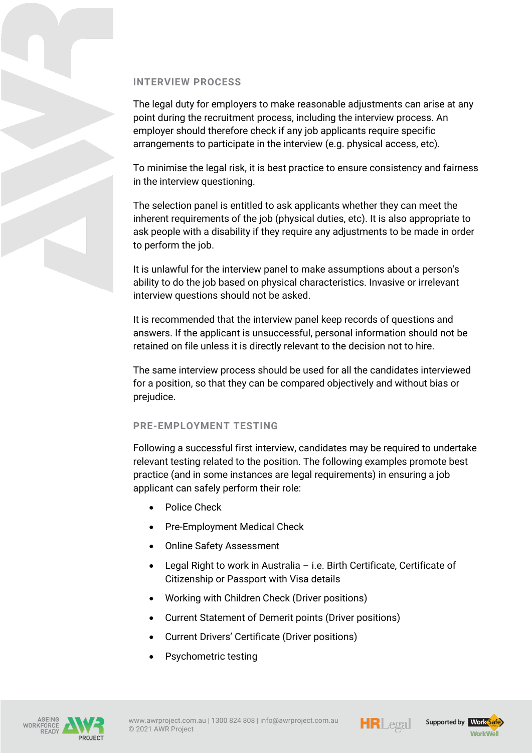## INTERVIEW PROCESS

The legal duty for employers to make reasonable adjustments can arise at any point during the recruitment process, including the interview process. An employer should therefore check if any job applicants require specific arrangements to participate in the interview (e.g. physical access, etc).

To minimise the legal risk, it is best practice to ensure consistency and fairness in the interview questioning.

The selection panel is entitled to ask applicants whether they can meet the inherent requirements of the job (physical duties, etc). It is also appropriate to ask people with a disability if they require any adjustments to be made in order to perform the job.

It is unlawful for the interview panel to make assumptions about a person's ability to do the job based on physical characteristics. Invasive or irrelevant interview questions should not be asked.

It is recommended that the interview panel keep records of questions and answers. If the applicant is unsuccessful, personal information should not be retained on file unless it is directly relevant to the decision not to hire.

The same interview process should be used for all the candidates interviewed for a position, so that they can be compared objectively and without bias or prejudice.

## PRE-EMPLOYMENT TESTING

Following a successful first interview, candidates may be required to undertake relevant testing related to the position. The following examples promote best practice (and in some instances are legal requirements) in ensuring a job applicant can safely perform their role:

- Police Check
- Pre-Employment Medical Check
- Online Safety Assessment
- Legal Right to work in Australia – i.e. Birth Certificate, Certificate of Citizenship or Passport with Visa details
- Working with Children Check (Driver positions)
- Current Statement of Demerit points (Driver positions)
- Current Drivers' Certificate (Driver positions)
- Psychometric testing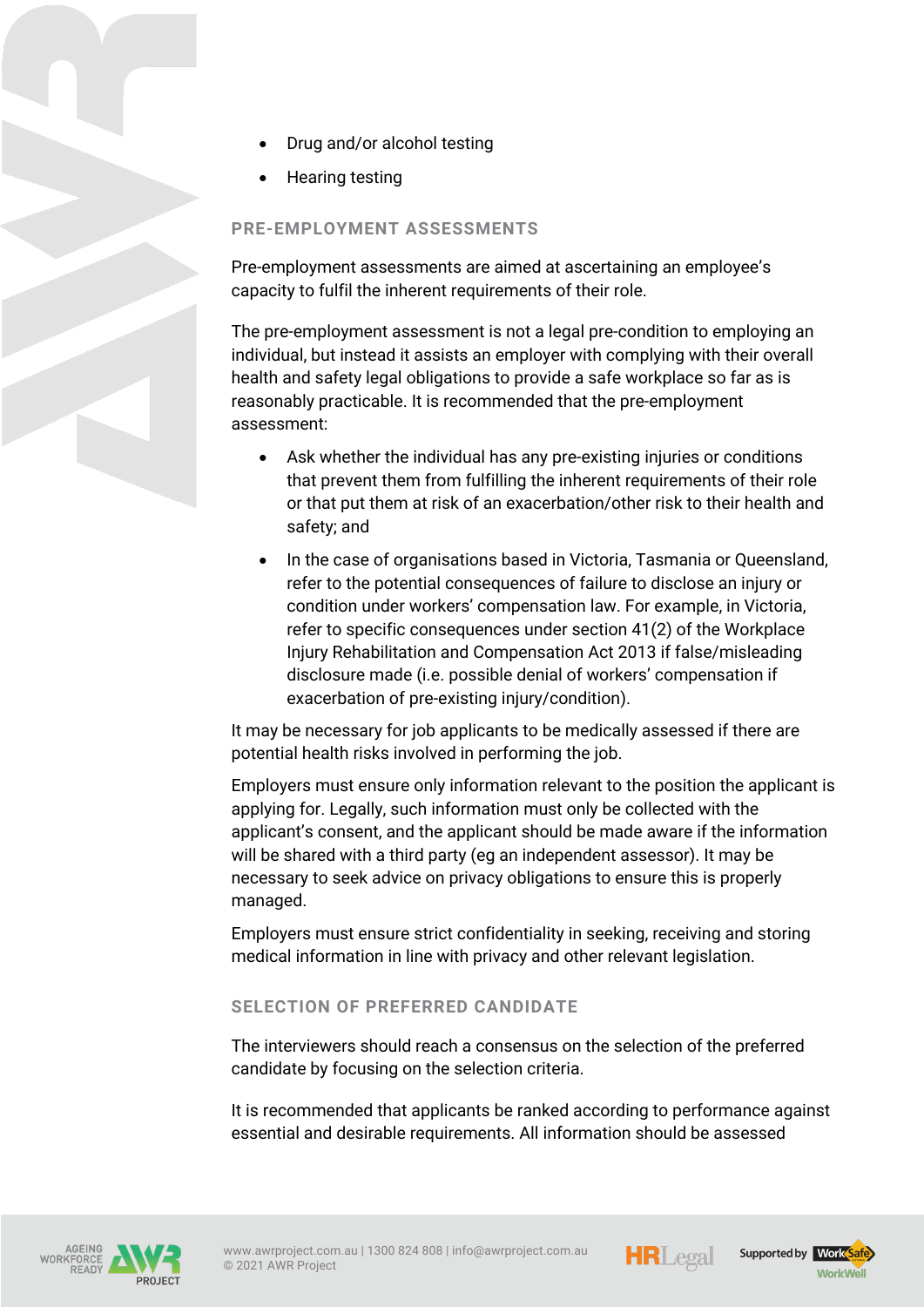- Drug and/or alcohol testing
- Hearing testing

### PRE-EMPLOYMENT ASSESSMENTS

Pre-employment assessments are aimed at ascertaining an employee's capacity to fulfil the inherent requirements of their role.

The pre-employment assessment is not a legal pre-condition to employing an individual, but instead it assists an employer with complying with their overall health and safety legal obligations to provide a safe workplace so far as is reasonably practicable. It is recommended that the pre-employment assessment:

- Ask whether the individual has any pre-existing injuries or conditions that prevent them from fulfilling the inherent requirements of their role or that put them at risk of an exacerbation/other risk to their health and safety; and
- In the case of organisations based in Victoria, Tasmania or Queensland, refer to the potential consequences of failure to disclose an injury or condition under workers' compensation law. For example, in Victoria, refer to specific consequences under section 41(2) of the Workplace Injury Rehabilitation and Compensation Act 2013 if false/misleading disclosure made (i.e. possible denial of workers' compensation if exacerbation of pre-existing injury/condition).

It may be necessary for job applicants to be medically assessed if there are potential health risks involved in performing the job.

Employers must ensure only information relevant to the position the applicant is applying for. Legally, such information must only be collected with the applicant's consent, and the applicant should be made aware if the information will be shared with a third party (eg an independent assessor). It may be necessary to seek advice on privacy obligations to ensure this is properly managed.

Employers must ensure strict confidentiality in seeking, receiving and storing medical information in line with privacy and other relevant legislation.

### SELECTION OF PREFERRED CANDIDATE

The interviewers should reach a consensus on the selection of the preferred candidate by focusing on the selection criteria.

It is recommended that applicants be ranked according to performance against essential and desirable requirements. All information should be assessed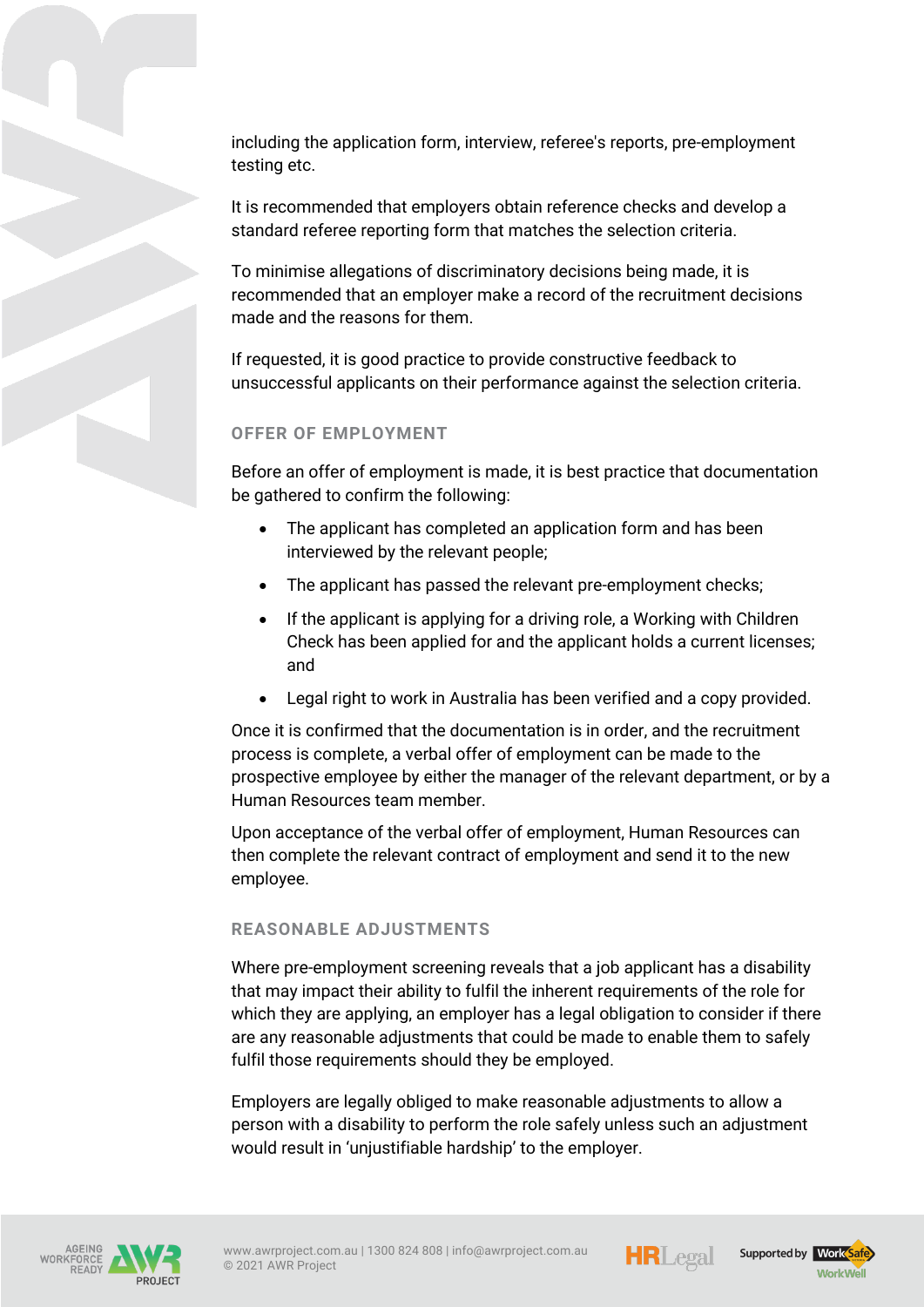including the application form, interview, referee's reports, pre-employment testing etc.

It is recommended that employers obtain reference checks and develop a standard referee reporting form that matches the selection criteria.

To minimise allegations of discriminatory decisions being made, it is recommended that an employer make a record of the recruitment decisions made and the reasons for them.

If requested, it is good practice to provide constructive feedback to unsuccessful applicants on their performance against the selection criteria.

## OFFER OF EMPLOYMENT

Before an offer of employment is made, it is best practice that documentation be gathered to confirm the following:

- The applicant has completed an application form and has been interviewed by the relevant people;
- The applicant has passed the relevant pre-employment checks;
- If the applicant is applying for a driving role, a Working with Children Check has been applied for and the applicant holds a current licenses; and
- Legal right to work in Australia has been verified and a copy provided.

Once it is confirmed that the documentation is in order, and the recruitment process is complete, a verbal offer of employment can be made to the prospective employee by either the manager of the relevant department, or by a Human Resources team member.

Upon acceptance of the verbal offer of employment, Human Resources can then complete the relevant contract of employment and send it to the new employee.

## REASONABLE ADJUSTMENTS

Where pre-employment screening reveals that a job applicant has a disability that may impact their ability to fulfil the inherent requirements of the role for which they are applying, an employer has a legal obligation to consider if there are any reasonable adjustments that could be made to enable them to safely fulfil those requirements should they be employed.

Employers are legally obliged to make reasonable adjustments to allow a person with a disability to perform the role safely unless such an adjustment would result in 'unjustifiable hardship' to the employer.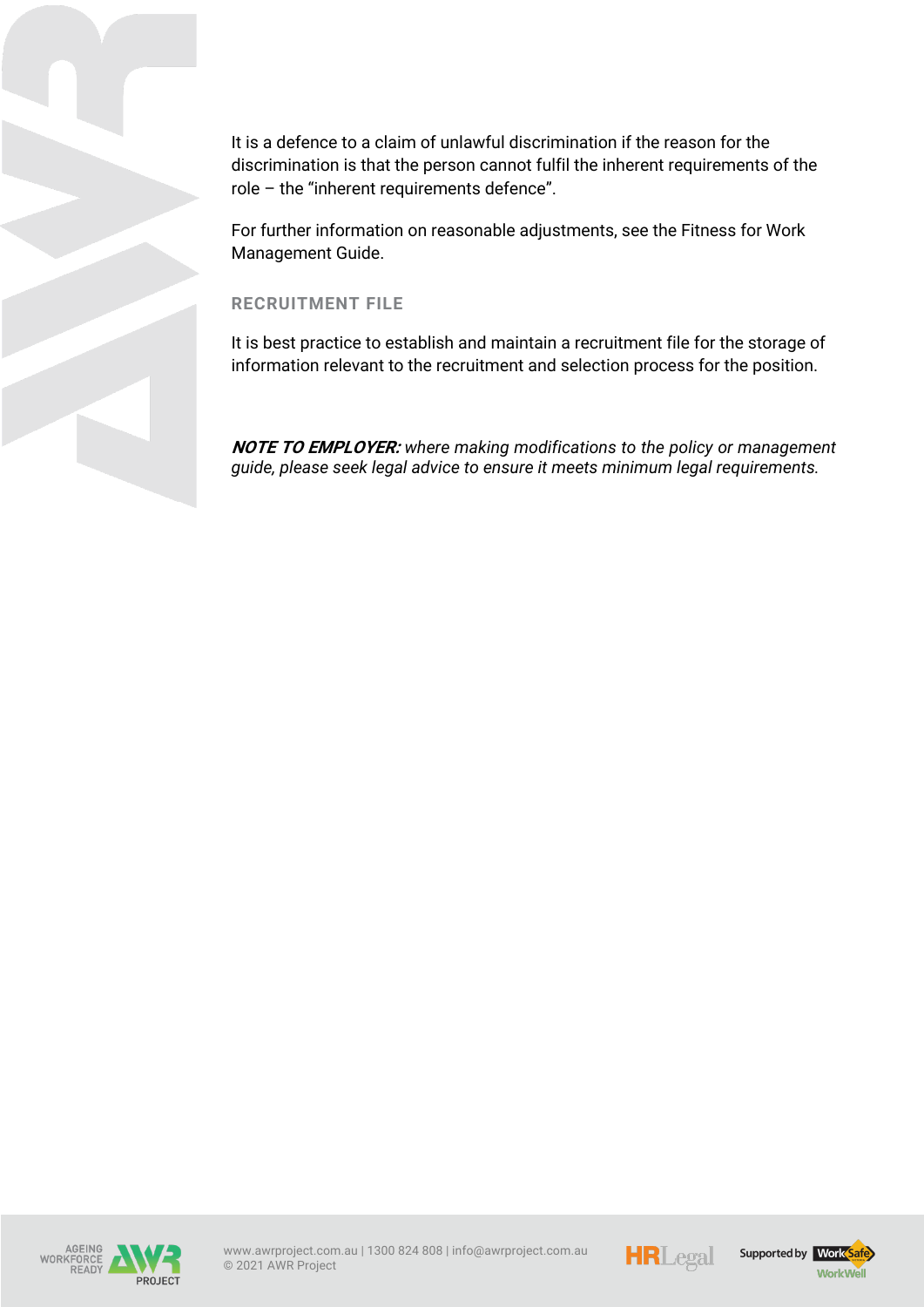It is a defence to a claim of unlawful discrimination if the reason for the discrimination is that the person cannot fulfil the inherent requirements of the role – the "inherent requirements defence".

For further information on reasonable adjustments, see the Fitness for Work Management Guide.

### RECRUITMENT FILE

It is best practice to establish and maintain a recruitment file for the storage of information relevant to the recruitment and selection process for the position.

***NOTE TO EMPLOYER:*** *where making modifications to the policy or management guide, please seek legal advice to ensure it meets minimum legal requirements.*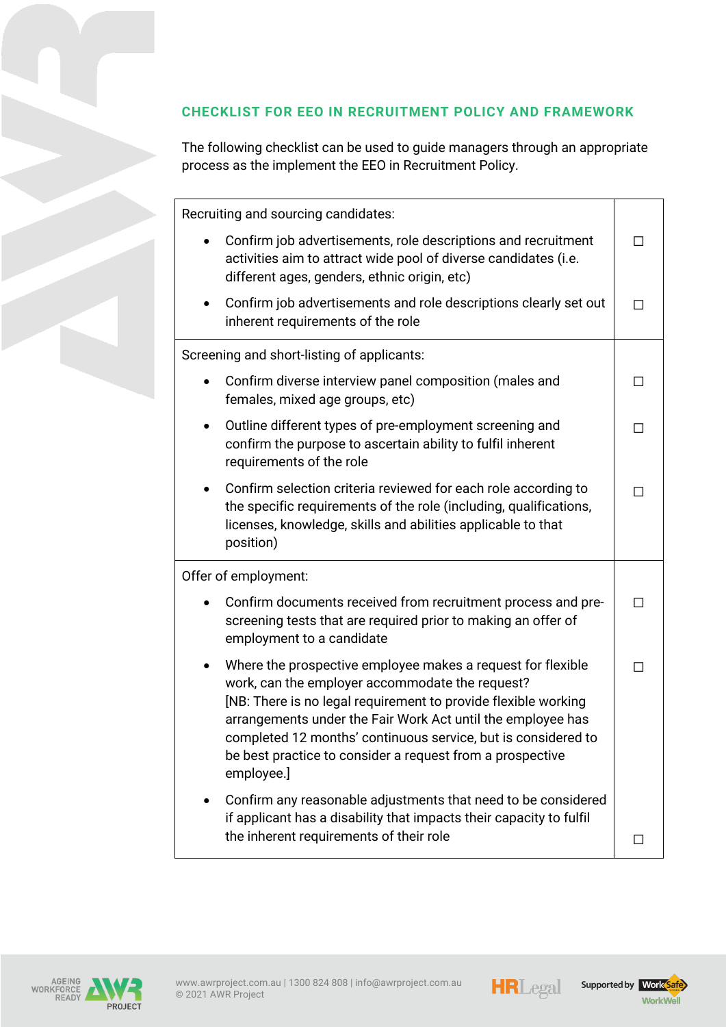## CHECKLIST FOR EEO IN RECRUITMENT POLICY AND FRAMEWORK

The following checklist can be used to guide managers through an appropriate process as the implement the EEO in Recruitment Policy.

| | |
|---|---|
| **Recruiting and sourcing candidates:** | |
| • Confirm job advertisements, role descriptions and recruitment activities aim to attract wide pool of diverse candidates (i.e. different ages, genders, ethnic origin, etc) | ☐ |
| • Confirm job advertisements and role descriptions clearly set out inherent requirements of the role | ☐ |
| **Screening and short-listing of applicants:** | |
| • Confirm diverse interview panel composition (males and females, mixed age groups, etc) | ☐ |
| • Outline different types of pre-employment screening and confirm the purpose to ascertain ability to fulfil inherent requirements of the role | ☐ |
| • Confirm selection criteria reviewed for each role according to the specific requirements of the role (including, qualifications, licenses, knowledge, skills and abilities applicable to that position) | ☐ |
| **Offer of employment:** | |
| • Confirm documents received from recruitment process and pre-screening tests that are required prior to making an offer of employment to a candidate | ☐ |
| • Where the prospective employee makes a request for flexible work, can the employer accommodate the request? [NB: There is no legal requirement to provide flexible working arrangements under the Fair Work Act until the employee has completed 12 months' continuous service, but is considered to be best practice to consider a request from a prospective employee.] | ☐ |
| • Confirm any reasonable adjustments that need to be considered if applicant has a disability that impacts their capacity to fulfil the inherent requirements of their role | ☐ |

www.awrproject.com.au | 1300 824 808 | info@awrproject.com.au
© 2021 AWR Project